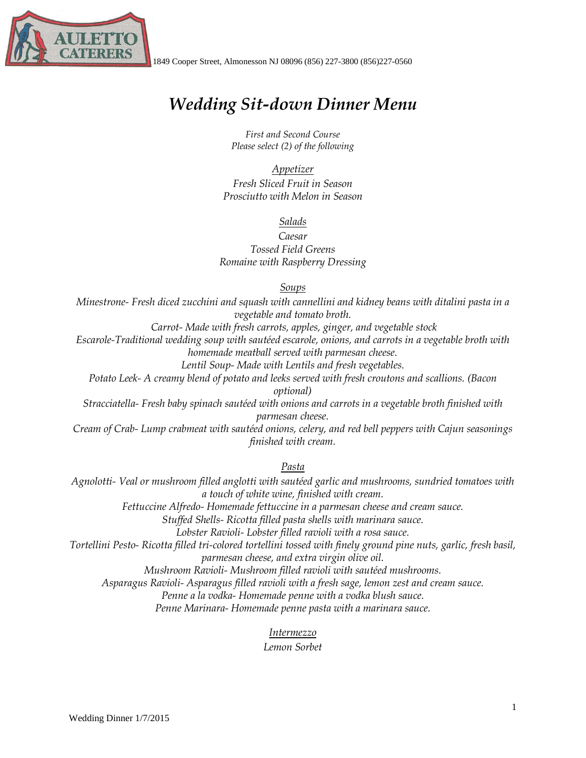AULETTO CATERERS 1849 Cooper Street, Almonesson NJ 08096 (856) 227-3800 (856)227-0560

# *Wedding Sit-down Dinner Menu*

*First and Second Course*
*Please select (2) of the following*

## *Appetizer*

*Fresh Sliced Fruit in Season*
*Prosciutto with Melon in Season*

## *Salads*

*Caesar*
*Tossed Field Greens*
*Romaine with Raspberry Dressing*

## *Soups*

*Minestrone- Fresh diced zucchini and squash with cannellini and kidney beans with ditalini pasta in a vegetable and tomato broth.*
*Carrot- Made with fresh carrots, apples, ginger, and vegetable stock*
*Escarole-Traditional wedding soup with sautéed escarole, onions, and carrots in a vegetable broth with homemade meatball served with parmesan cheese.*
*Lentil Soup- Made with Lentils and fresh vegetables.*
*Potato Leek- A creamy blend of potato and leeks served with fresh croutons and scallions. (Bacon optional)*
*Stracciatella- Fresh baby spinach sautéed with onions and carrots in a vegetable broth finished with parmesan cheese.*
*Cream of Crab- Lump crabmeat with sautéed onions, celery, and red bell peppers with Cajun seasonings finished with cream.*

## *Pasta*

*Agnolotti- Veal or mushroom filled anglotti with sautéed garlic and mushrooms, sundried tomatoes with a touch of white wine, finished with cream.*
*Fettuccine Alfredo- Homemade fettuccine in a parmesan cheese and cream sauce.*
*Stuffed Shells- Ricotta filled pasta shells with marinara sauce.*
*Lobster Ravioli- Lobster filled ravioli with a rosa sauce.*
*Tortellini Pesto- Ricotta filled tri-colored tortellini tossed with finely ground pine nuts, garlic, fresh basil, parmesan cheese, and extra virgin olive oil.*
*Mushroom Ravioli- Mushroom filled ravioli with sautéed mushrooms.*
*Asparagus Ravioli- Asparagus filled ravioli with a fresh sage, lemon zest and cream sauce.*
*Penne a la vodka- Homemade penne with a vodka blush sauce.*
*Penne Marinara- Homemade penne pasta with a marinara sauce.*

## *Intermezzo*

*Lemon Sorbet*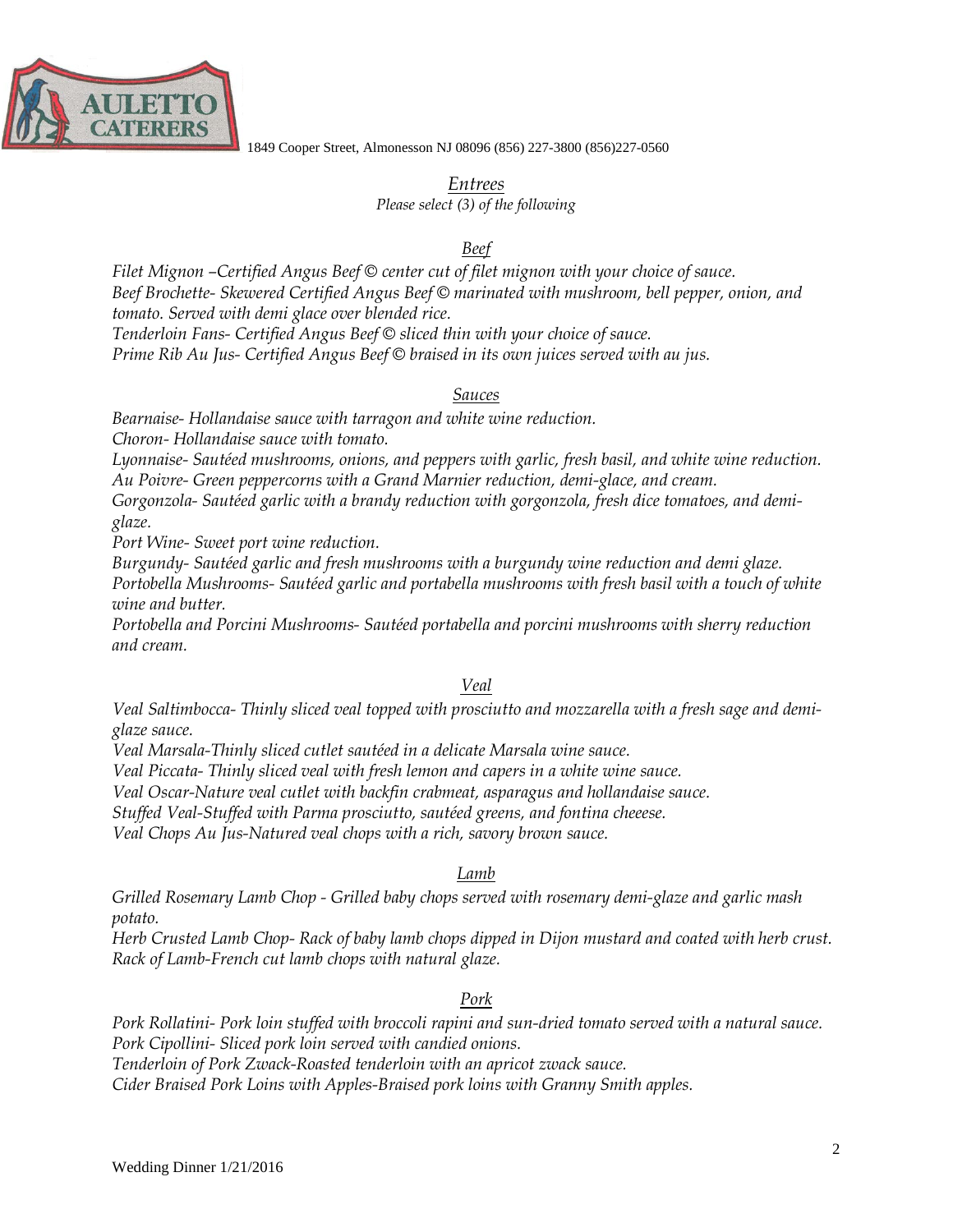1849 Cooper Street, Almonesson NJ 08096 (856) 227-3800 (856)227-0560

## *Entrees*

*Please select (3) of the following*

### *Beef*

*Filet Mignon –Certified Angus Beef © center cut of filet mignon with your choice of sauce.*
*Beef Brochette- Skewered Certified Angus Beef © marinated with mushroom, bell pepper, onion, and tomato. Served with demi glace over blended rice.*
*Tenderloin Fans- Certified Angus Beef © sliced thin with your choice of sauce.*
*Prime Rib Au Jus- Certified Angus Beef © braised in its own juices served with au jus.*

### *Sauces*

*Bearnaise- Hollandaise sauce with tarragon and white wine reduction.*
*Choron- Hollandaise sauce with tomato.*
*Lyonnaise- Sautéed mushrooms, onions, and peppers with garlic, fresh basil, and white wine reduction.*
*Au Poivre- Green peppercorns with a Grand Marnier reduction, demi-glace, and cream.*
*Gorgonzola- Sautéed garlic with a brandy reduction with gorgonzola, fresh dice tomatoes, and demi-glaze.*
*Port Wine- Sweet port wine reduction.*
*Burgundy- Sautéed garlic and fresh mushrooms with a burgundy wine reduction and demi glaze.*
*Portobella Mushrooms- Sautéed garlic and portabella mushrooms with fresh basil with a touch of white wine and butter.*
*Portobella and Porcini Mushrooms- Sautéed portabella and porcini mushrooms with sherry reduction and cream.*

### *Veal*

*Veal Saltimbocca- Thinly sliced veal topped with prosciutto and mozzarella with a fresh sage and demi-glaze sauce.*
*Veal Marsala-Thinly sliced cutlet sautéed in a delicate Marsala wine sauce.*
*Veal Piccata- Thinly sliced veal with fresh lemon and capers in a white wine sauce.*
*Veal Oscar-Nature veal cutlet with backfin crabmeat, asparagus and hollandaise sauce.*
*Stuffed Veal-Stuffed with Parma prosciutto, sautéed greens, and fontina cheeese.*
*Veal Chops Au Jus-Natured veal chops with a rich, savory brown sauce.*

### *Lamb*

*Grilled Rosemary Lamb Chop - Grilled baby chops served with rosemary demi-glaze and garlic mash potato.*
*Herb Crusted Lamb Chop- Rack of baby lamb chops dipped in Dijon mustard and coated with herb crust.*
*Rack of Lamb-French cut lamb chops with natural glaze.*

### *Pork*

*Pork Rollatini- Pork loin stuffed with broccoli rapini and sun-dried tomato served with a natural sauce.*
*Pork Cipollini- Sliced pork loin served with candied onions.*
*Tenderloin of Pork Zwack-Roasted tenderloin with an apricot zwack sauce.*
*Cider Braised Pork Loins with Apples-Braised pork loins with Granny Smith apples.*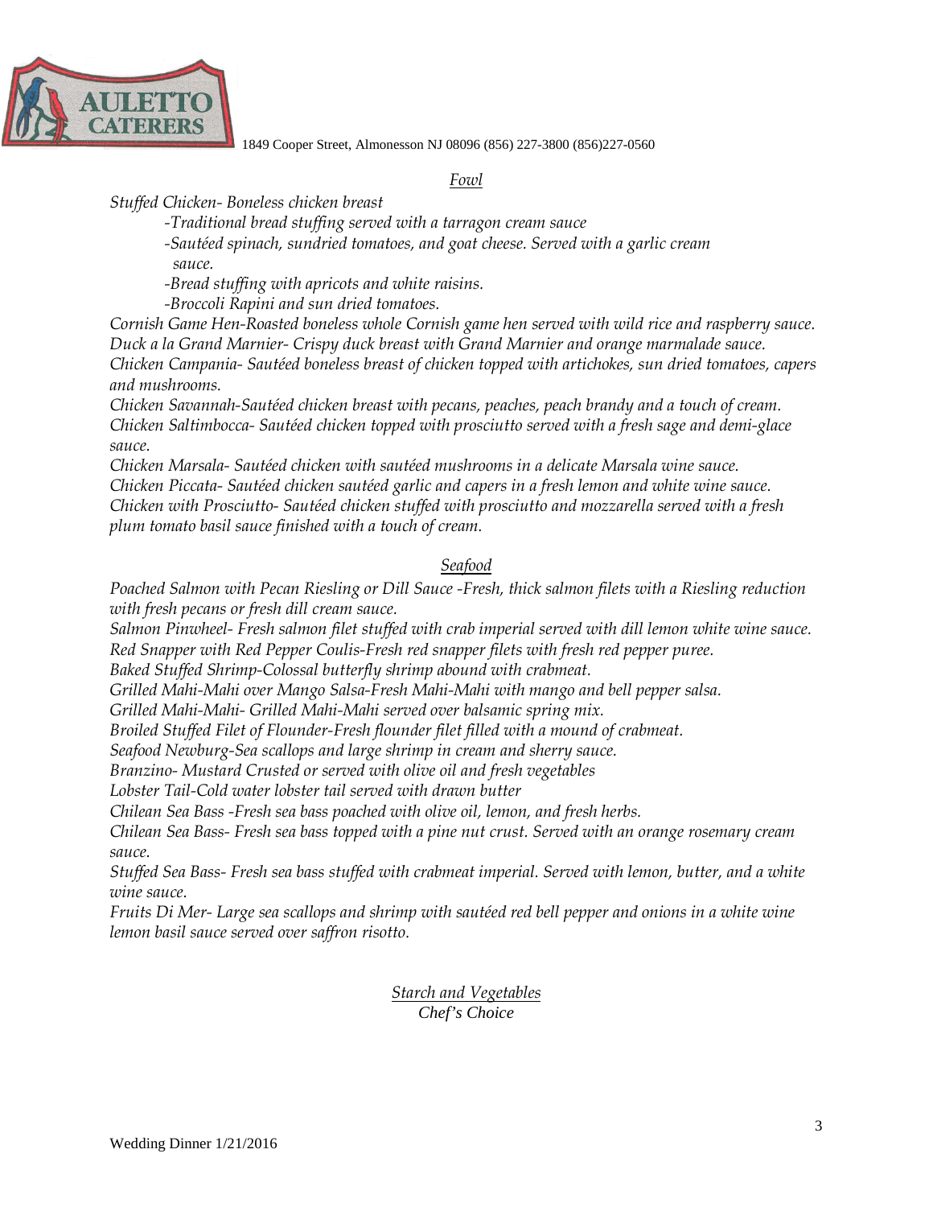1849 Cooper Street, Almonesson NJ 08096 (856) 227-3800 (856)227-0560

## *Fowl*

*Stuffed Chicken- Boneless chicken breast*

*-Traditional bread stuffing served with a tarragon cream sauce*

*-Sautéed spinach, sundried tomatoes, and goat cheese. Served with a garlic cream sauce.*

*-Bread stuffing with apricots and white raisins.*

*-Broccoli Rapini and sun dried tomatoes.*

*Cornish Game Hen-Roasted boneless whole Cornish game hen served with wild rice and raspberry sauce.*

*Duck a la Grand Marnier- Crispy duck breast with Grand Marnier and orange marmalade sauce.*

*Chicken Campania- Sautéed boneless breast of chicken topped with artichokes, sun dried tomatoes, capers and mushrooms.*

*Chicken Savannah-Sautéed chicken breast with pecans, peaches, peach brandy and a touch of cream.*

*Chicken Saltimbocca- Sautéed chicken topped with prosciutto served with a fresh sage and demi-glace sauce.*

*Chicken Marsala- Sautéed chicken with sautéed mushrooms in a delicate Marsala wine sauce.*

*Chicken Piccata- Sautéed chicken sautéed garlic and capers in a fresh lemon and white wine sauce.*

*Chicken with Prosciutto- Sautéed chicken stuffed with prosciutto and mozzarella served with a fresh plum tomato basil sauce finished with a touch of cream.*

## *Seafood*

*Poached Salmon with Pecan Riesling or Dill Sauce -Fresh, thick salmon filets with a Riesling reduction with fresh pecans or fresh dill cream sauce.*

*Salmon Pinwheel- Fresh salmon filet stuffed with crab imperial served with dill lemon white wine sauce.*

*Red Snapper with Red Pepper Coulis-Fresh red snapper filets with fresh red pepper puree.*

*Baked Stuffed Shrimp-Colossal butterfly shrimp abound with crabmeat.*

*Grilled Mahi-Mahi over Mango Salsa-Fresh Mahi-Mahi with mango and bell pepper salsa.*

*Grilled Mahi-Mahi- Grilled Mahi-Mahi served over balsamic spring mix.*

*Broiled Stuffed Filet of Flounder-Fresh flounder filet filled with a mound of crabmeat.*

*Seafood Newburg-Sea scallops and large shrimp in cream and sherry sauce.*

*Branzino- Mustard Crusted or served with olive oil and fresh vegetables*

*Lobster Tail-Cold water lobster tail served with drawn butter*

*Chilean Sea Bass -Fresh sea bass poached with olive oil, lemon, and fresh herbs.*

*Chilean Sea Bass- Fresh sea bass topped with a pine nut crust. Served with an orange rosemary cream sauce.*

*Stuffed Sea Bass- Fresh sea bass stuffed with crabmeat imperial. Served with lemon, butter, and a white wine sauce.*

*Fruits Di Mer- Large sea scallops and shrimp with sautéed red bell pepper and onions in a white wine lemon basil sauce served over saffron risotto.*

## *Starch and Vegetables*

*Chef's Choice*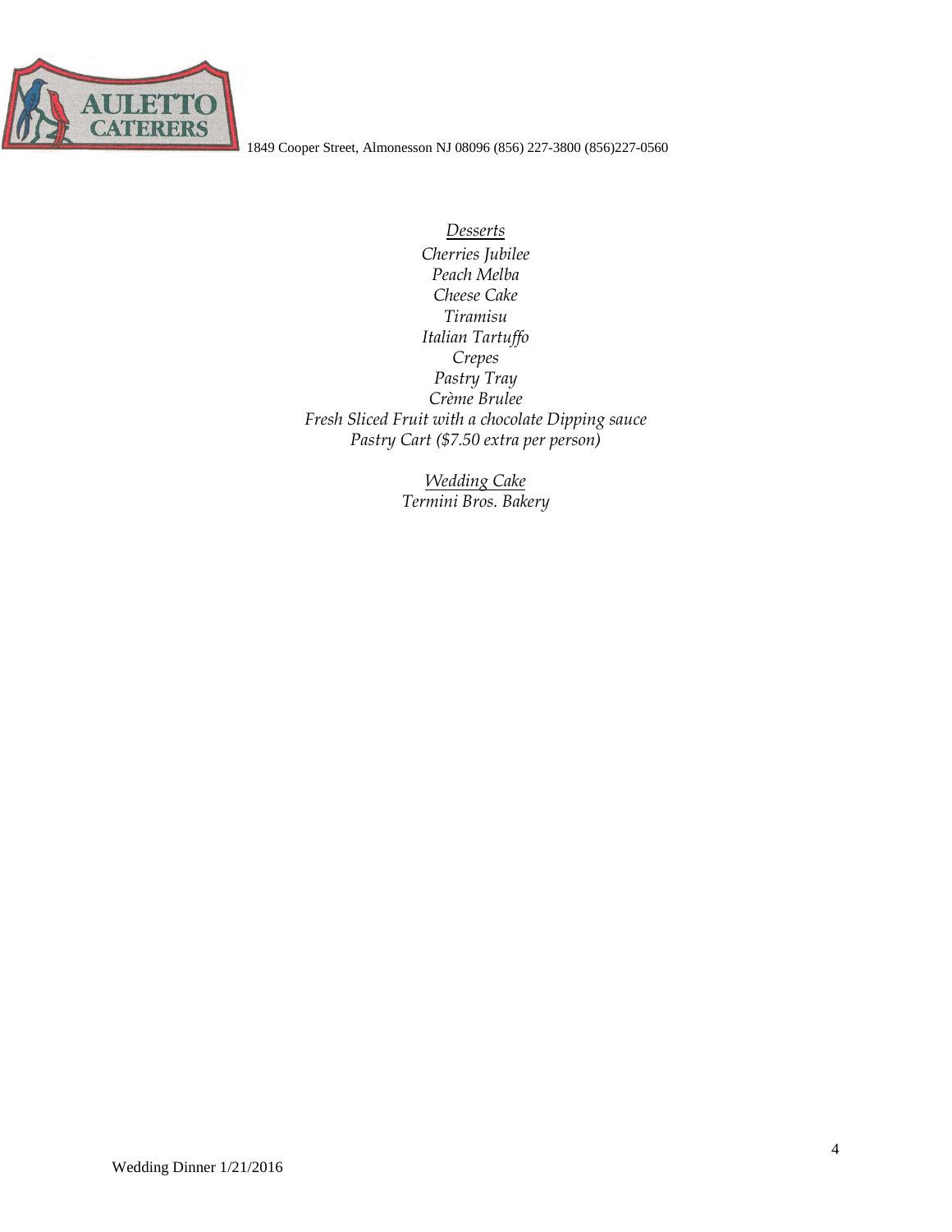1849 Cooper Street, Almonesson NJ 08096 (856) 227-3800 (856)227-0560

*Desserts*

*Cherries Jubilee*
*Peach Melba*
*Cheese Cake*
*Tiramisu*
*Italian Tartuffo*
*Crepes*
*Pastry Tray*
*Crème Brulee*
*Fresh Sliced Fruit with a chocolate Dipping sauce*
*Pastry Cart ($7.50 extra per person)*

*Wedding Cake*

*Termini Bros. Bakery*